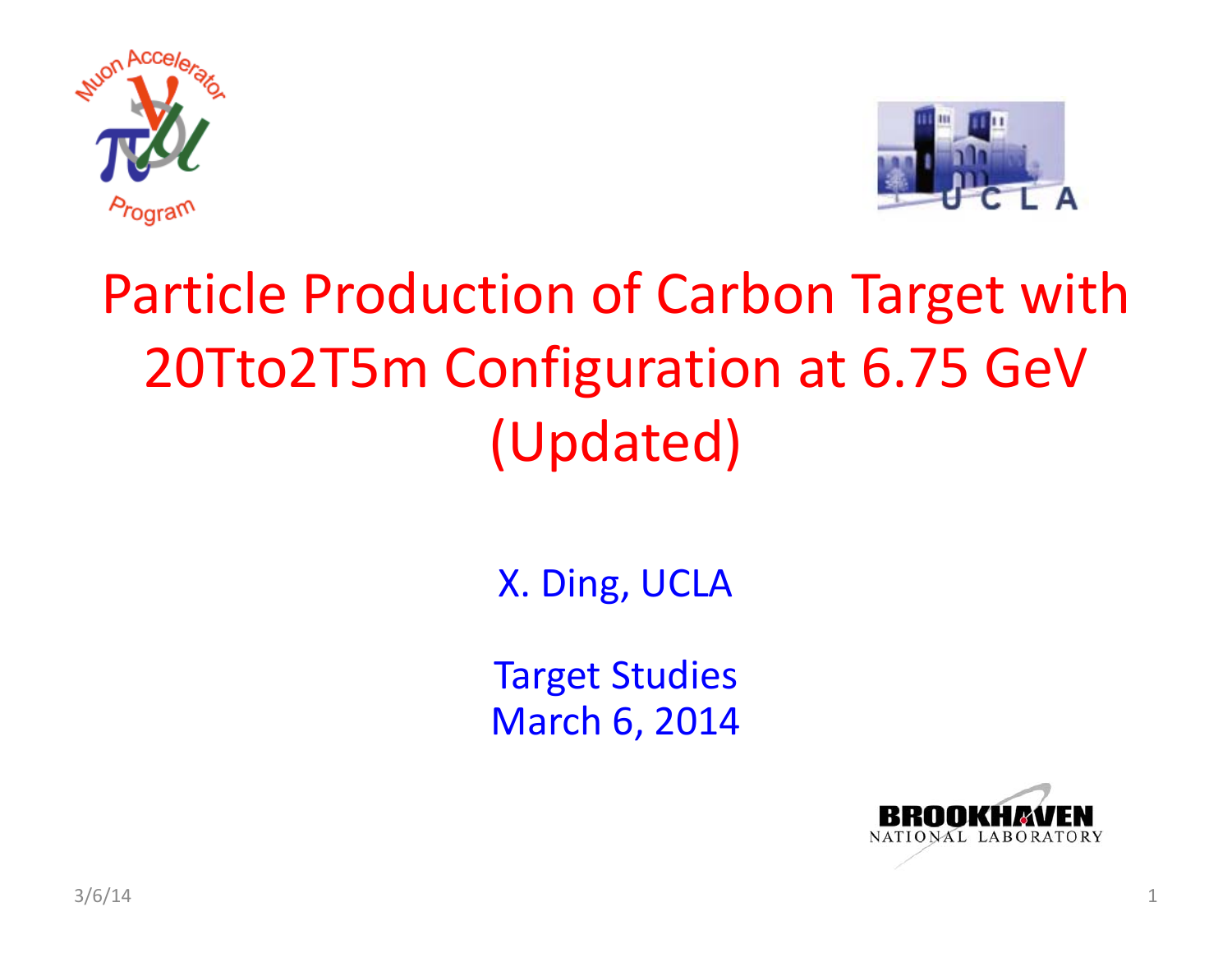# Particle Production of Carbon Target with 20Tto2T5m Configuration at 6.75 GeV (Updated)

X. Ding, UCLA

Target Studies
March 6, 2014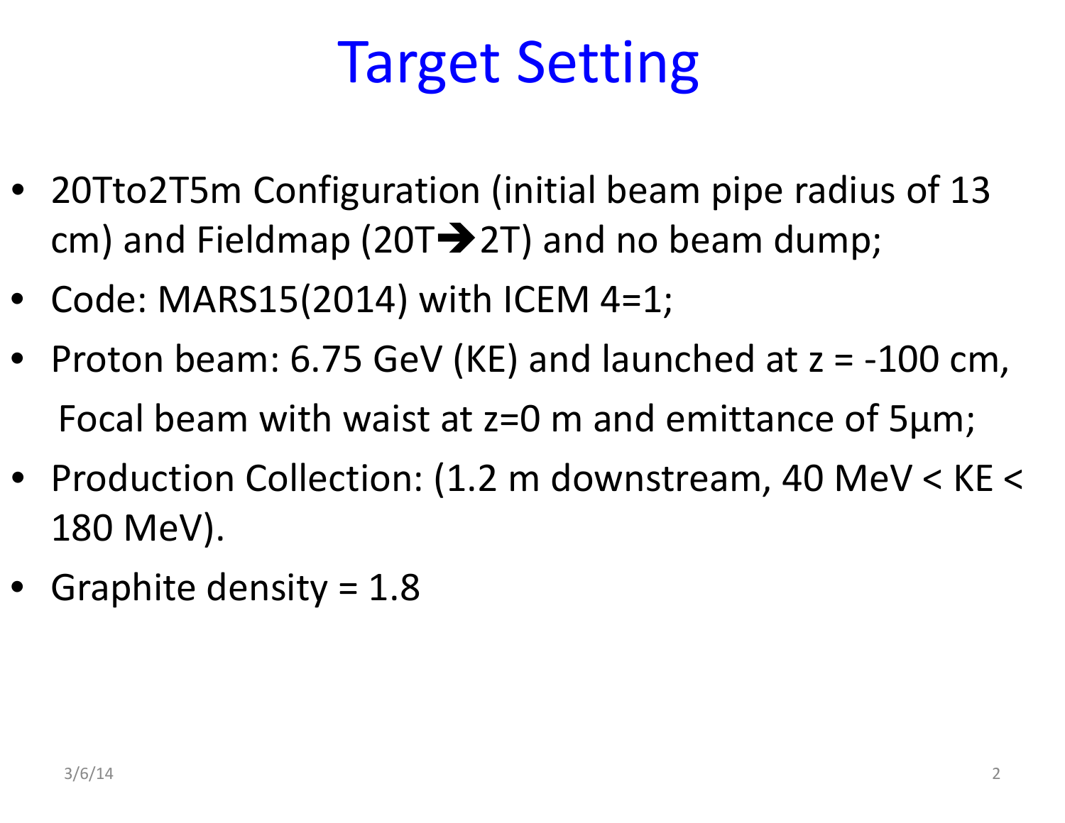# Target Setting

- 20Tto2T5m Configuration (initial beam pipe radius of 13 cm) and Fieldmap (20T➔2T) and no beam dump;
- Code: MARS15(2014) with ICEM 4=1;
- Proton beam: 6.75 GeV (KE) and launched at z = -100 cm, Focal beam with waist at z=0 m and emittance of 5µm;
- Production Collection: (1.2 m downstream, 40 MeV < KE < 180 MeV).
- Graphite density = 1.8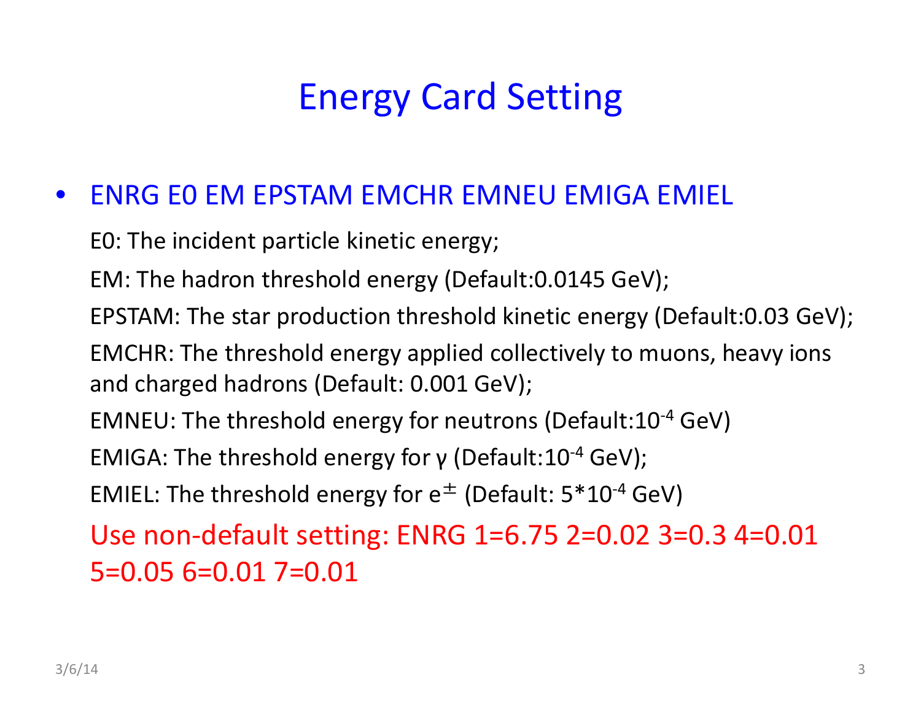# Energy Card Setting

- ENRG E0 EM EPSTAM EMCHR EMNEU EMIGA EMIEL

  E0: The incident particle kinetic energy;

  EM: The hadron threshold energy (Default:0.0145 GeV);

  EPSTAM: The star production threshold kinetic energy (Default:0.03 GeV);

  EMCHR: The threshold energy applied collectively to muons, heavy ions and charged hadrons (Default: 0.001 GeV);

  EMNEU: The threshold energy for neutrons (Default:$10^{-4}$ GeV)

  EMIGA: The threshold energy for γ (Default:$10^{-4}$ GeV);

  EMIEL: The threshold energy for $e^{\pm}$ (Default: $5*10^{-4}$ GeV)

  Use non-default setting: ENRG 1=6.75 2=0.02 3=0.3 4=0.01 5=0.05 6=0.01 7=0.01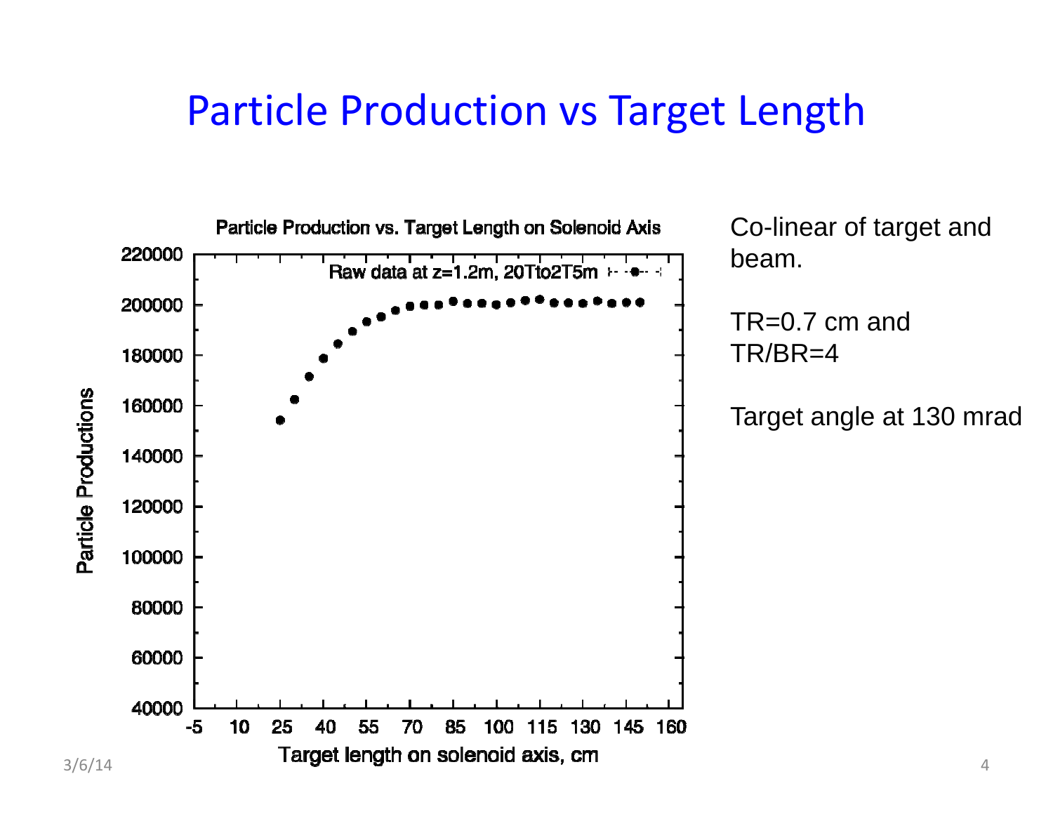# Particle Production vs Target Length

Particle Production vs. Target Length on Solenoid Axis

Raw data at z=1.2m, 20Tto2T5m

Particle Productions

Target length on solenoid axis, cm

Co-linear of target and beam.

TR=0.7 cm and TR/BR=4

Target angle at 130 mrad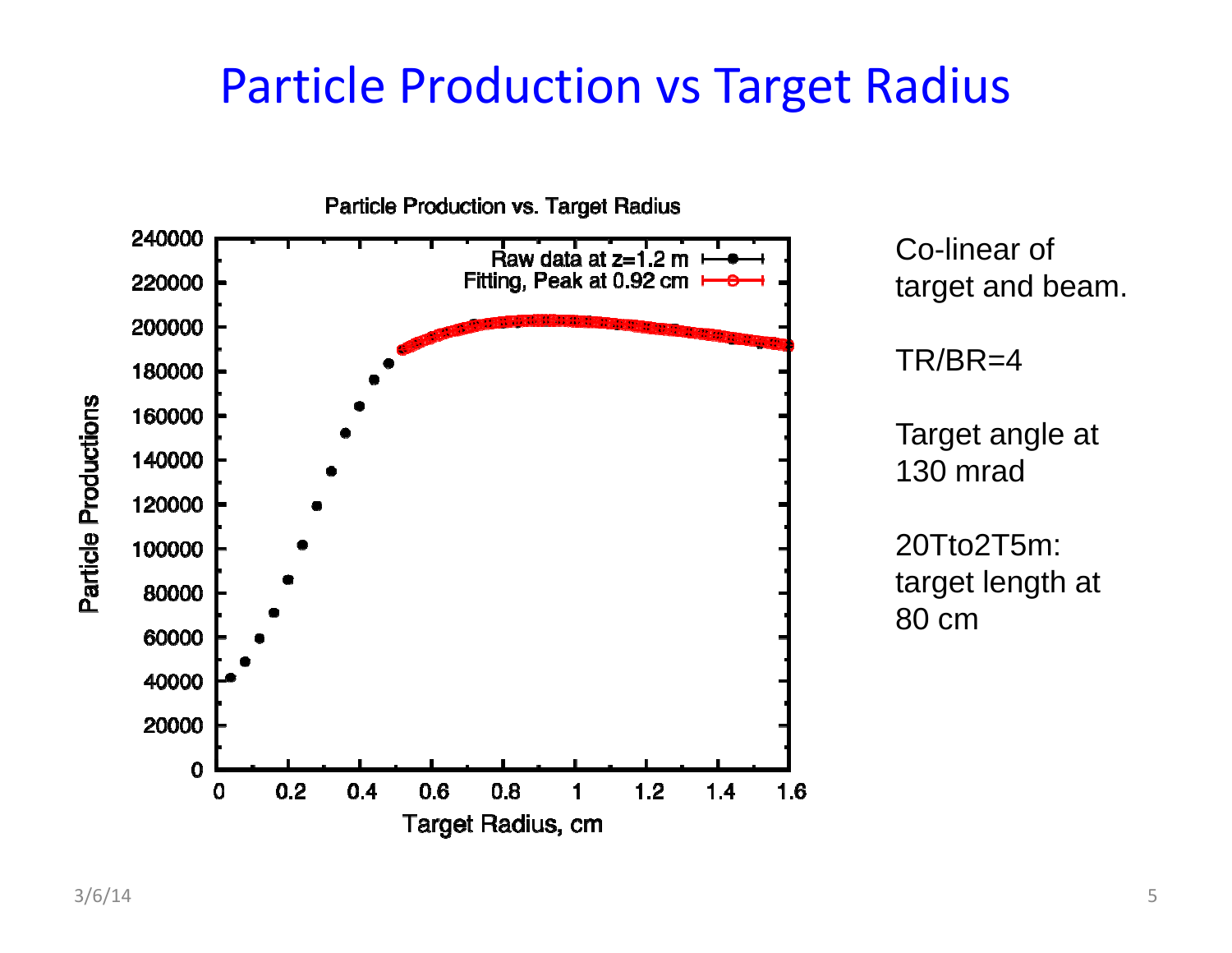# Particle Production vs Target Radius

Particle Production vs. Target Radius

Particle Productions

Raw data at z=1.2 m

Fitting, Peak at 0.92 cm

Target Radius, cm

Co-linear of target and beam.

TR/BR=4

Target angle at 130 mrad

20Tto2T5m: target length at 80 cm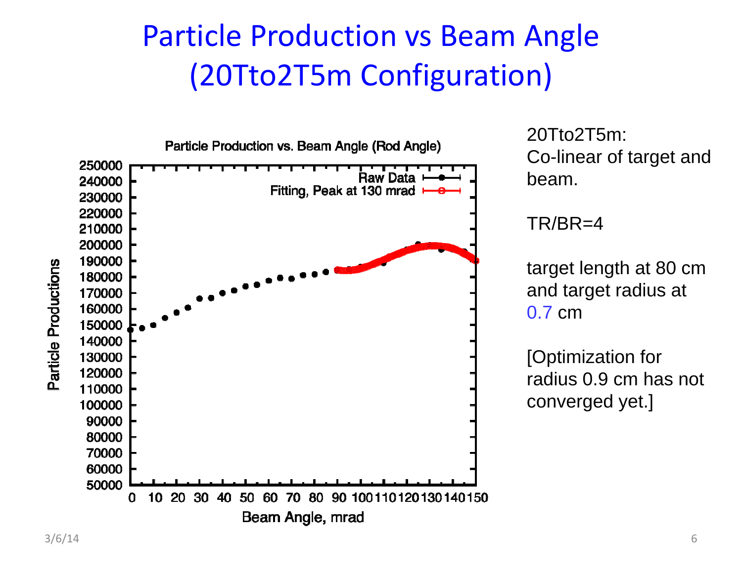# Particle Production vs Beam Angle (20Tto2T5m Configuration)

Particle Production vs. Beam Angle (Rod Angle)

Raw Data

Fitting, Peak at 130 mrad

Particle Productions

Beam Angle, mrad

20Tto2T5m:
Co-linear of target and beam.

TR/BR=4

target length at 80 cm and target radius at 0.7 cm

[Optimization for radius 0.9 cm has not converged yet.]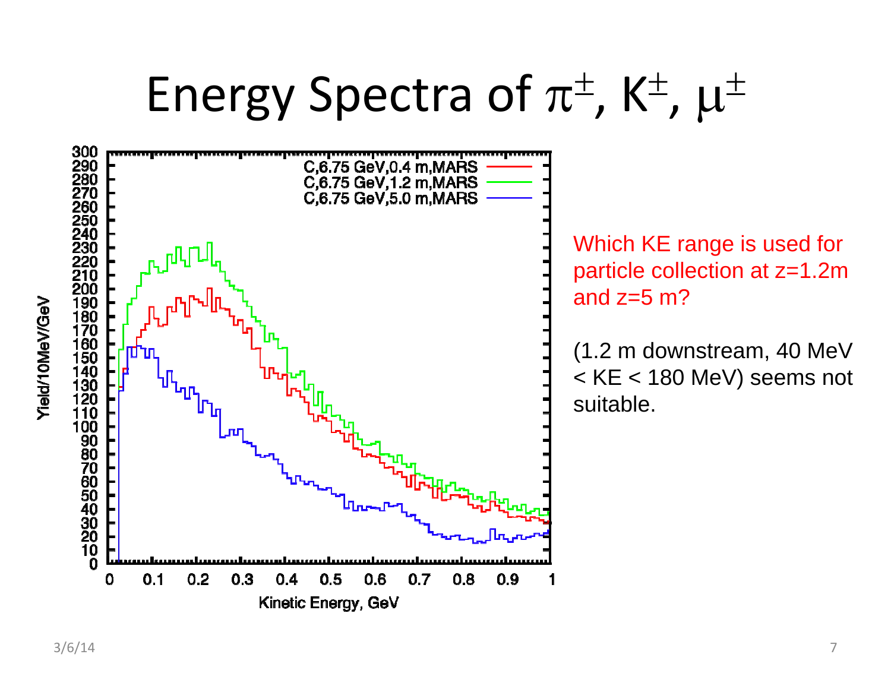# Energy Spectra of $\pi^{\pm}$, $K^{\pm}$, $\mu^{\pm}$

Which KE range is used for particle collection at z=1.2m and z=5 m?

(1.2 m downstream, 40 MeV < KE < 180 MeV) seems not suitable.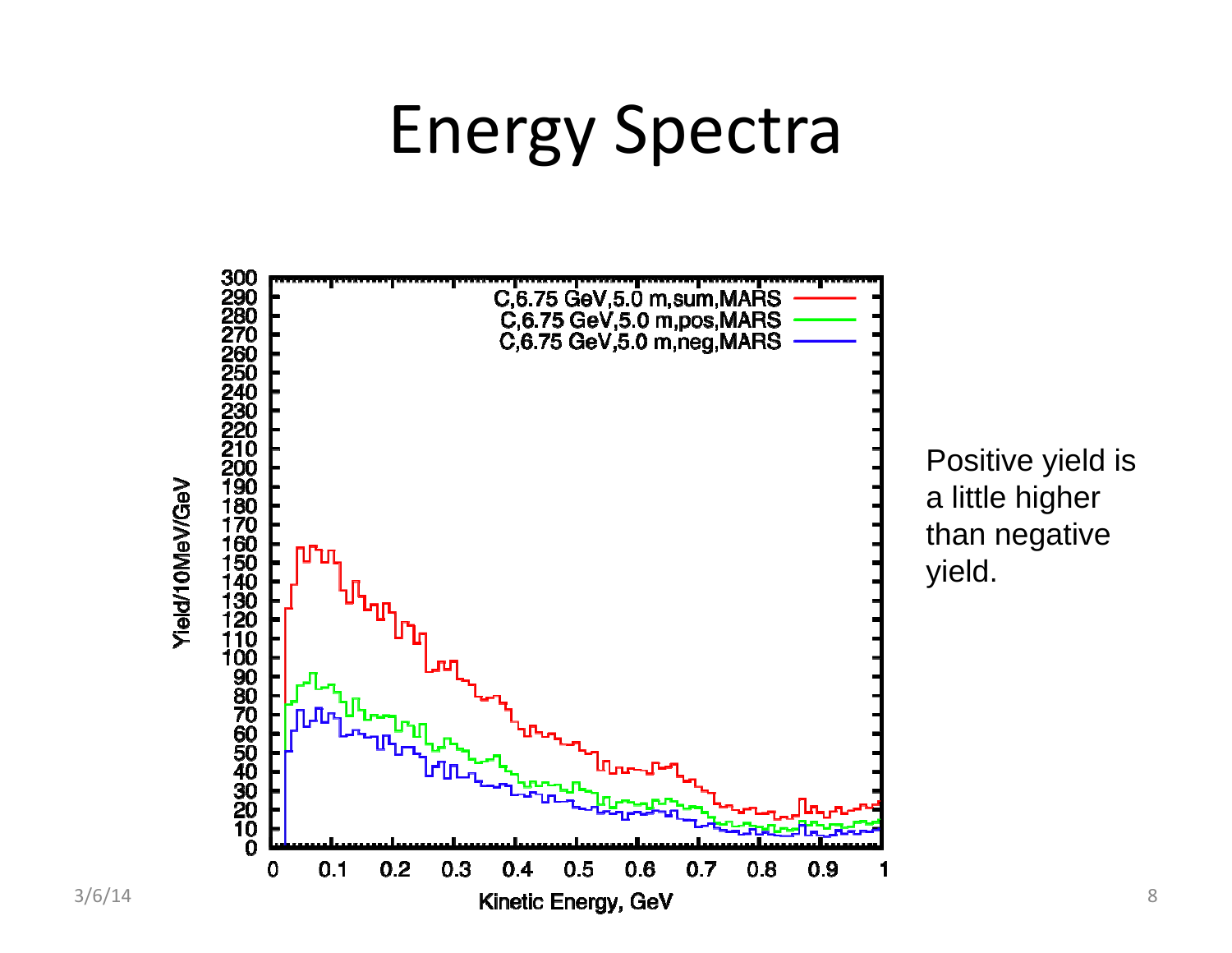# Energy Spectra

Positive yield is a little higher than negative yield.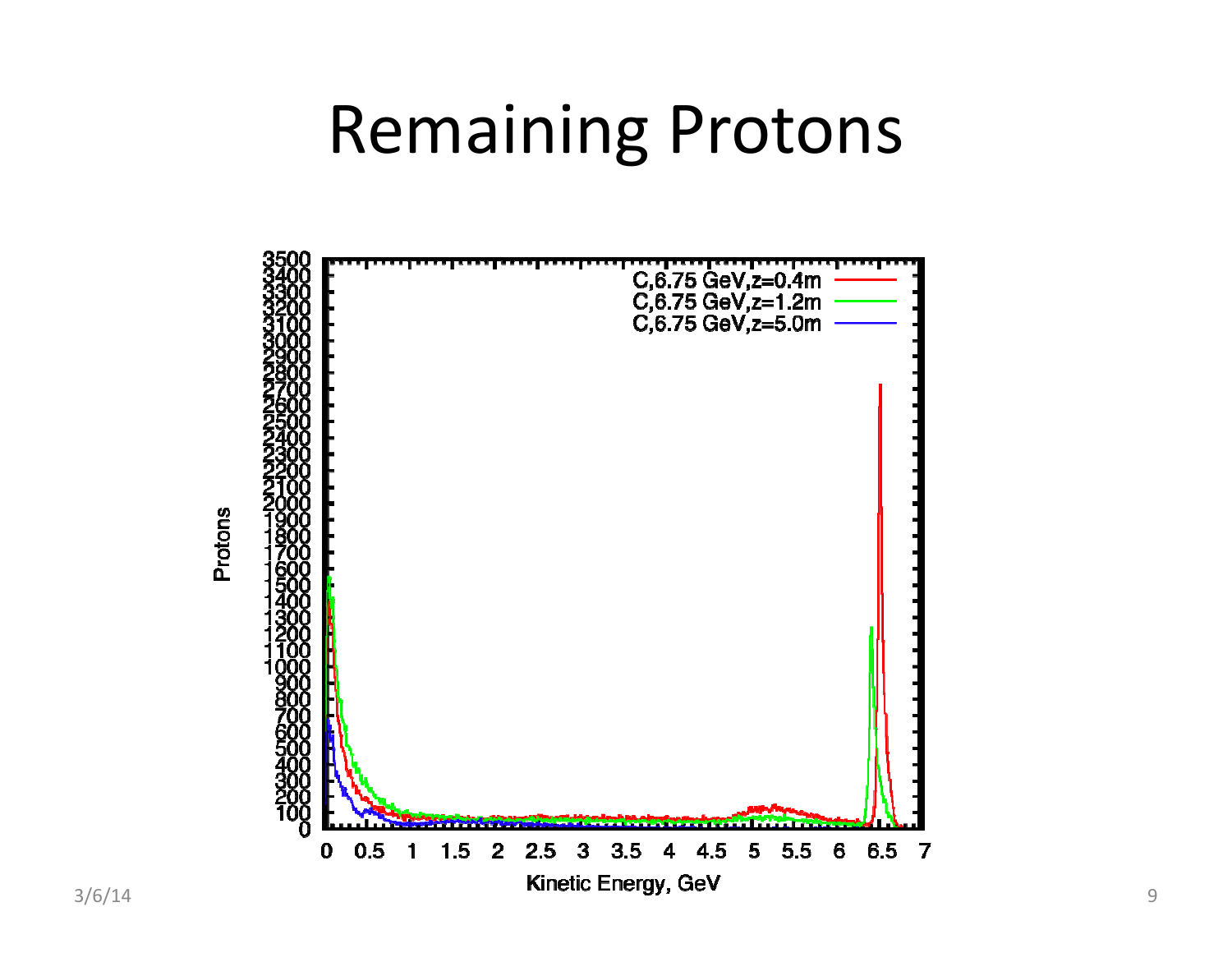# Remaining Protons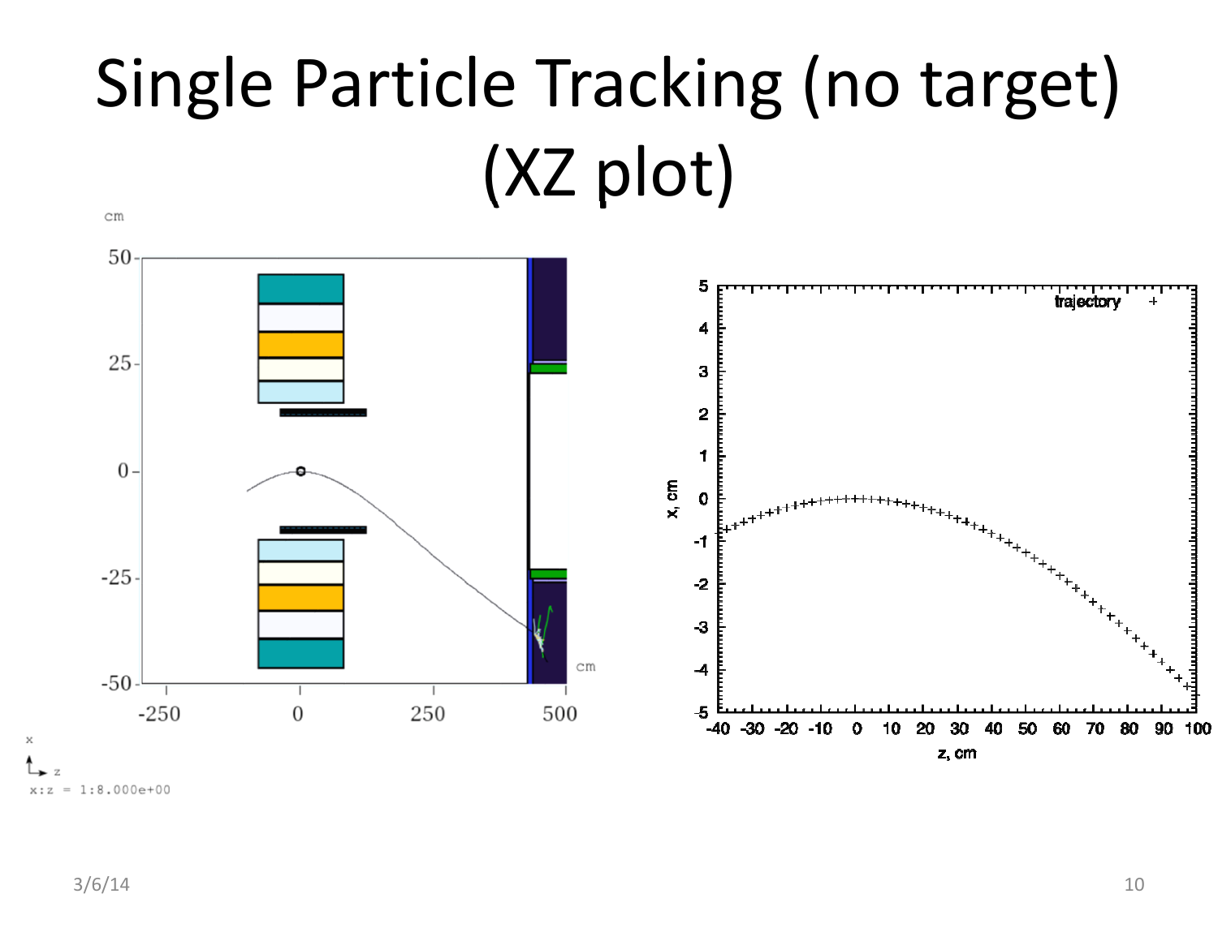# Single Particle Tracking (no target) (XZ plot)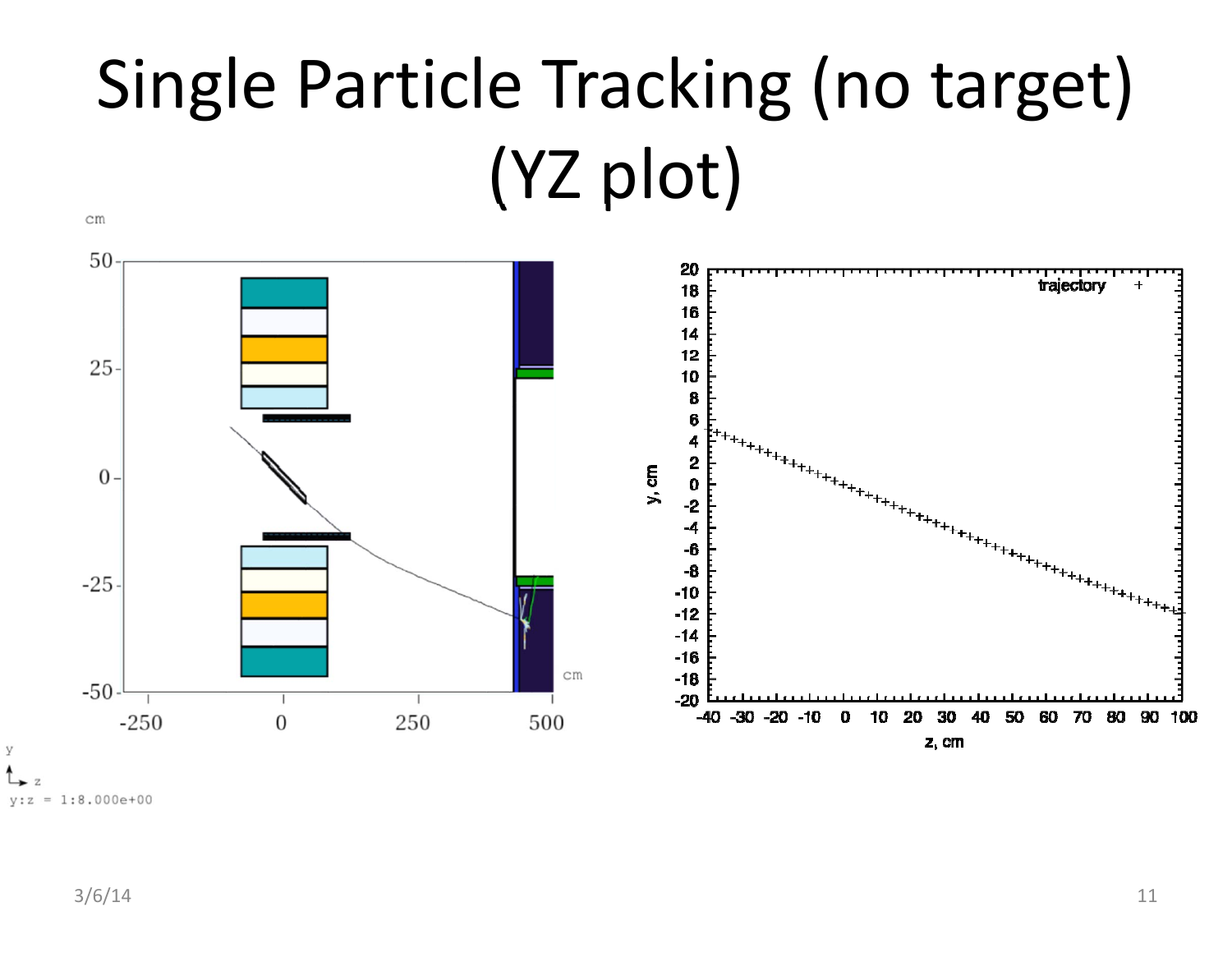# Single Particle Tracking (no target) (YZ plot)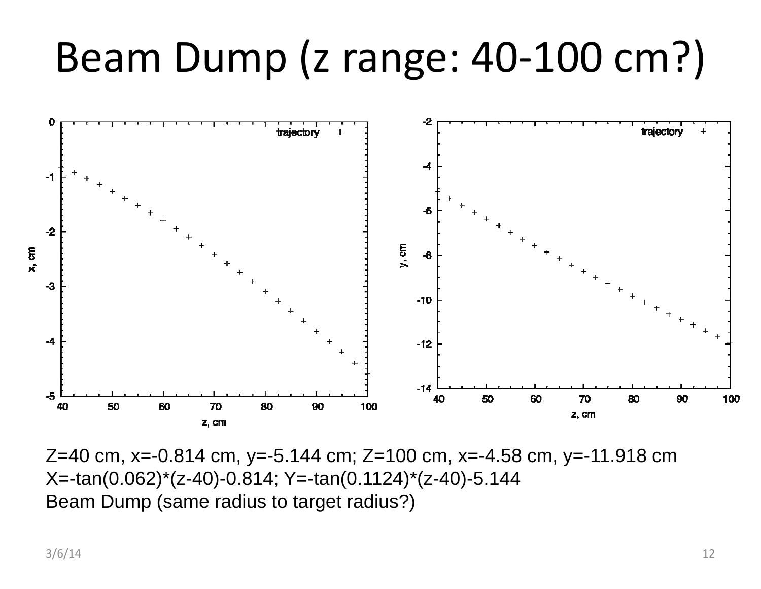# Beam Dump (z range: 40-100 cm?)

trajectory

x, cm

z, cm

0
-1
-2
-3
-4
-5

40 50 60 70 80 90 100

trajectory

y, cm

z, cm

-2
-4
-6
-8
-10
-12
-14

40 50 60 70 80 90 100

Z=40 cm, x=-0.814 cm, y=-5.144 cm; Z=100 cm, x=-4.58 cm, y=-11.918 cm

X=-tan(0.062)*(z-40)-0.814; Y=-tan(0.1124)*(z-40)-5.144

Beam Dump (same radius to target radius?)

3/6/14